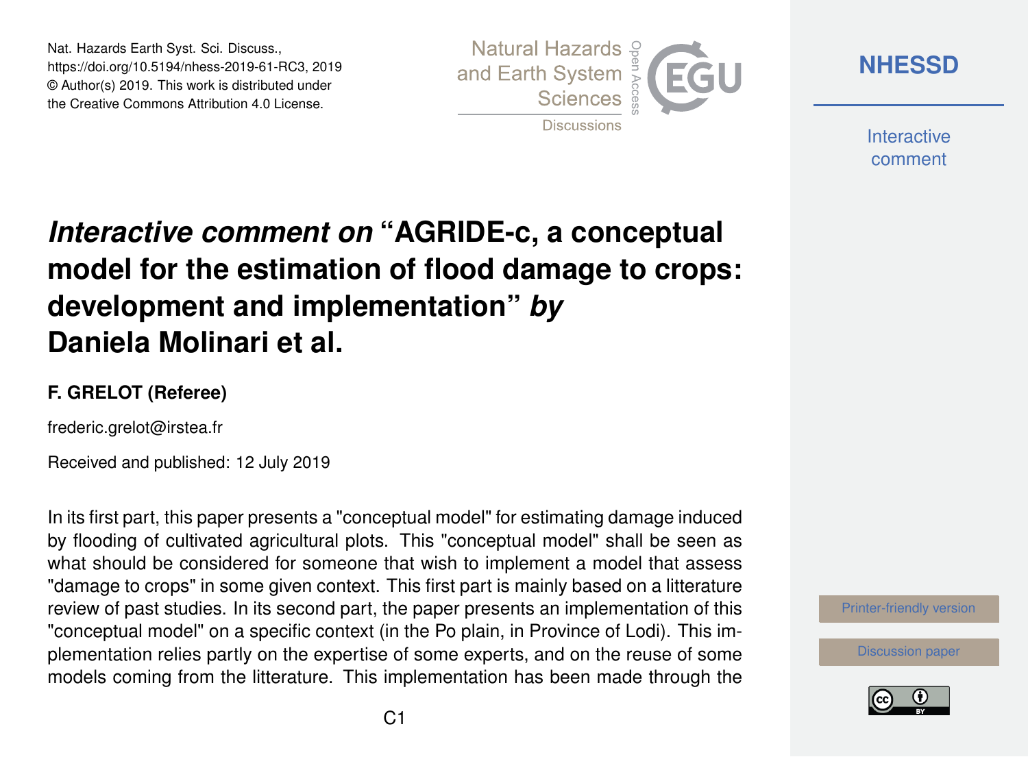Nat. Hazards Earth Syst. Sci. Discuss.,
https://doi.org/10.5194/nhess-2019-61-RC3, 2019
© Author(s) 2019. This work is distributed under
the Creative Commons Attribution 4.0 License.

# *Interactive comment on* "AGRIDE-c, a conceptual model for the estimation of flood damage to crops: development and implementation" *by* Daniela Molinari et al.

### F. GRELOT (Referee)

frederic.grelot@irstea.fr

Received and published: 12 July 2019

In its first part, this paper presents a "conceptual model" for estimating damage induced by flooding of cultivated agricultural plots. This "conceptual model" shall be seen as what should be considered for someone that wish to implement a model that assess "damage to crops" in some given context. This first part is mainly based on a litterature review of past studies. In its second part, the paper presents an implementation of this "conceptual model" on a specific context (in the Po plain, in Province of Lodi). This implementation relies partly on the expertise of some experts, and on the reuse of some models coming from the litterature. This implementation has been made through the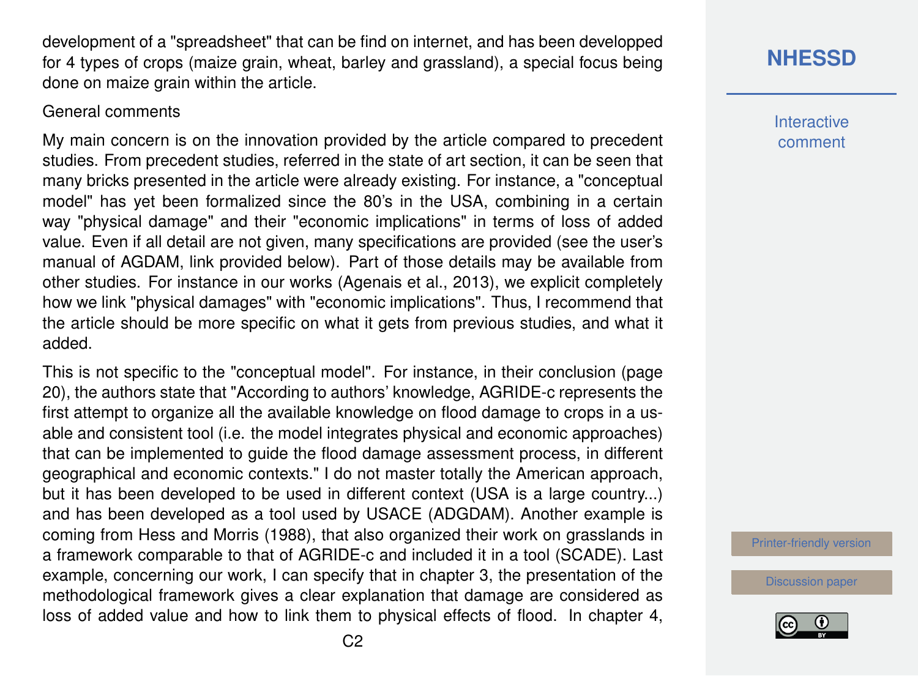development of a "spreadsheet" that can be find on internet, and has been developped for 4 types of crops (maize grain, wheat, barley and grassland), a special focus being done on maize grain within the article.

General comments

My main concern is on the innovation provided by the article compared to precedent studies. From precedent studies, referred in the state of art section, it can be seen that many bricks presented in the article were already existing. For instance, a "conceptual model" has yet been formalized since the 80's in the USA, combining in a certain way "physical damage" and their "economic implications" in terms of loss of added value. Even if all detail are not given, many specifications are provided (see the user's manual of AGDAM, link provided below). Part of those details may be available from other studies. For instance in our works (Agenais et al., 2013), we explicit completely how we link "physical damages" with "economic implications". Thus, I recommend that the article should be more specific on what it gets from previous studies, and what it added.

This is not specific to the "conceptual model". For instance, in their conclusion (page 20), the authors state that "According to authors' knowledge, AGRIDE-c represents the first attempt to organize all the available knowledge on flood damage to crops in a usable and consistent tool (i.e. the model integrates physical and economic approaches) that can be implemented to guide the flood damage assessment process, in different geographical and economic contexts." I do not master totally the American approach, but it has been developed to be used in different context (USA is a large country...) and has been developed as a tool used by USACE (ADGDAM). Another example is coming from Hess and Morris (1988), that also organized their work on grasslands in a framework comparable to that of AGRIDE-c and included it in a tool (SCADE). Last example, concerning our work, I can specify that in chapter 3, the presentation of the methodological framework gives a clear explanation that damage are considered as loss of added value and how to link them to physical effects of flood. In chapter 4,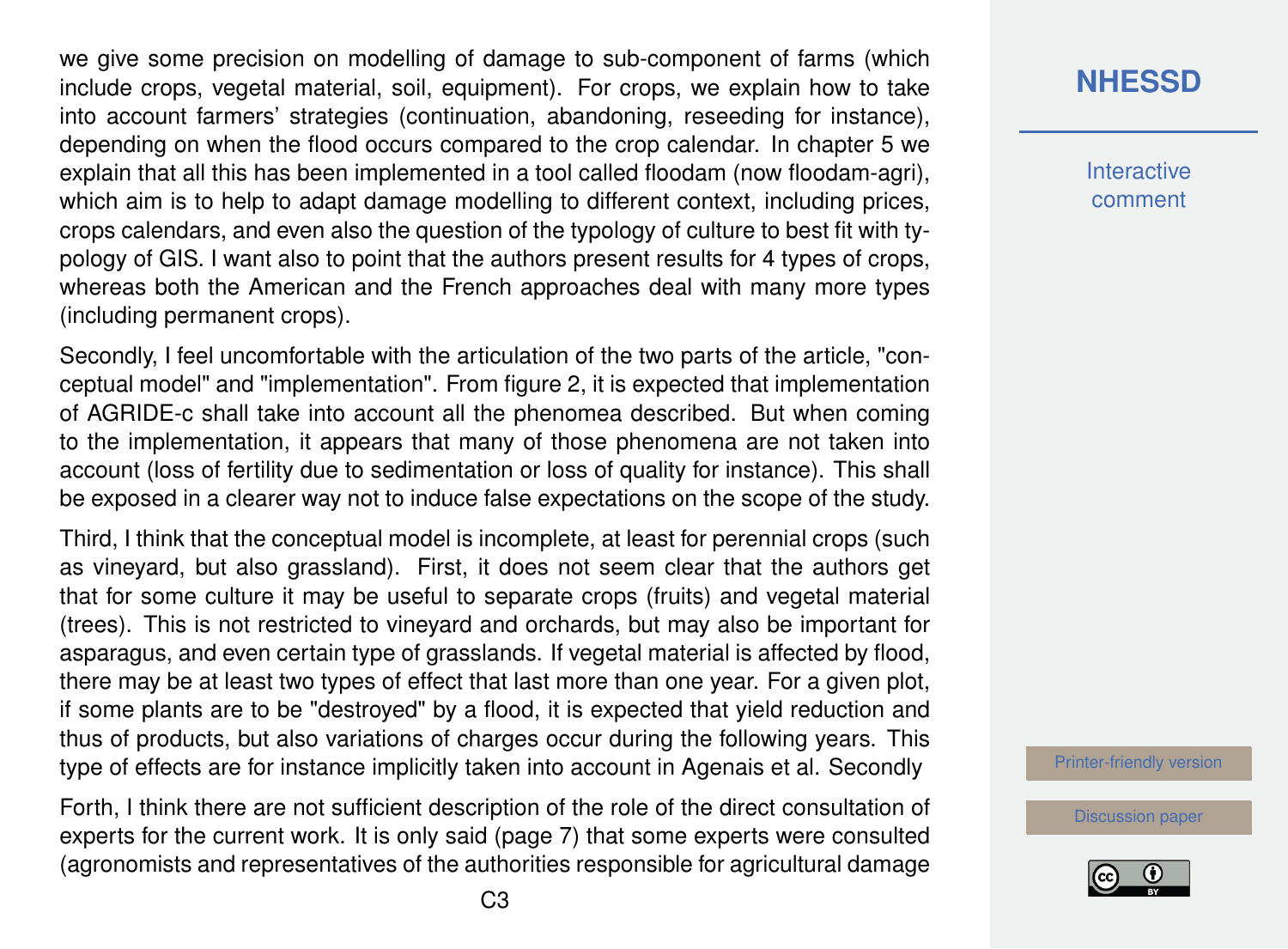we give some precision on modelling of damage to sub-component of farms (which include crops, vegetal material, soil, equipment). For crops, we explain how to take into account farmers' strategies (continuation, abandoning, reseeding for instance), depending on when the flood occurs compared to the crop calendar. In chapter 5 we explain that all this has been implemented in a tool called floodam (now floodam-agri), which aim is to help to adapt damage modelling to different context, including prices, crops calendars, and even also the question of the typology of culture to best fit with typology of GIS. I want also to point that the authors present results for 4 types of crops, whereas both the American and the French approaches deal with many more types (including permanent crops).

Secondly, I feel uncomfortable with the articulation of the two parts of the article, "conceptual model" and "implementation". From figure 2, it is expected that implementation of AGRIDE-c shall take into account all the phenomea described. But when coming to the implementation, it appears that many of those phenomena are not taken into account (loss of fertility due to sedimentation or loss of quality for instance). This shall be exposed in a clearer way not to induce false expectations on the scope of the study.

Third, I think that the conceptual model is incomplete, at least for perennial crops (such as vineyard, but also grassland). First, it does not seem clear that the authors get that for some culture it may be useful to separate crops (fruits) and vegetal material (trees). This is not restricted to vineyard and orchards, but may also be important for asparagus, and even certain type of grasslands. If vegetal material is affected by flood, there may be at least two types of effect that last more than one year. For a given plot, if some plants are to be "destroyed" by a flood, it is expected that yield reduction and thus of products, but also variations of charges occur during the following years. This type of effects are for instance implicitly taken into account in Agenais et al. Secondly

Forth, I think there are not sufficient description of the role of the direct consultation of experts for the current work. It is only said (page 7) that some experts were consulted (agronomists and representatives of the authorities responsible for agricultural damage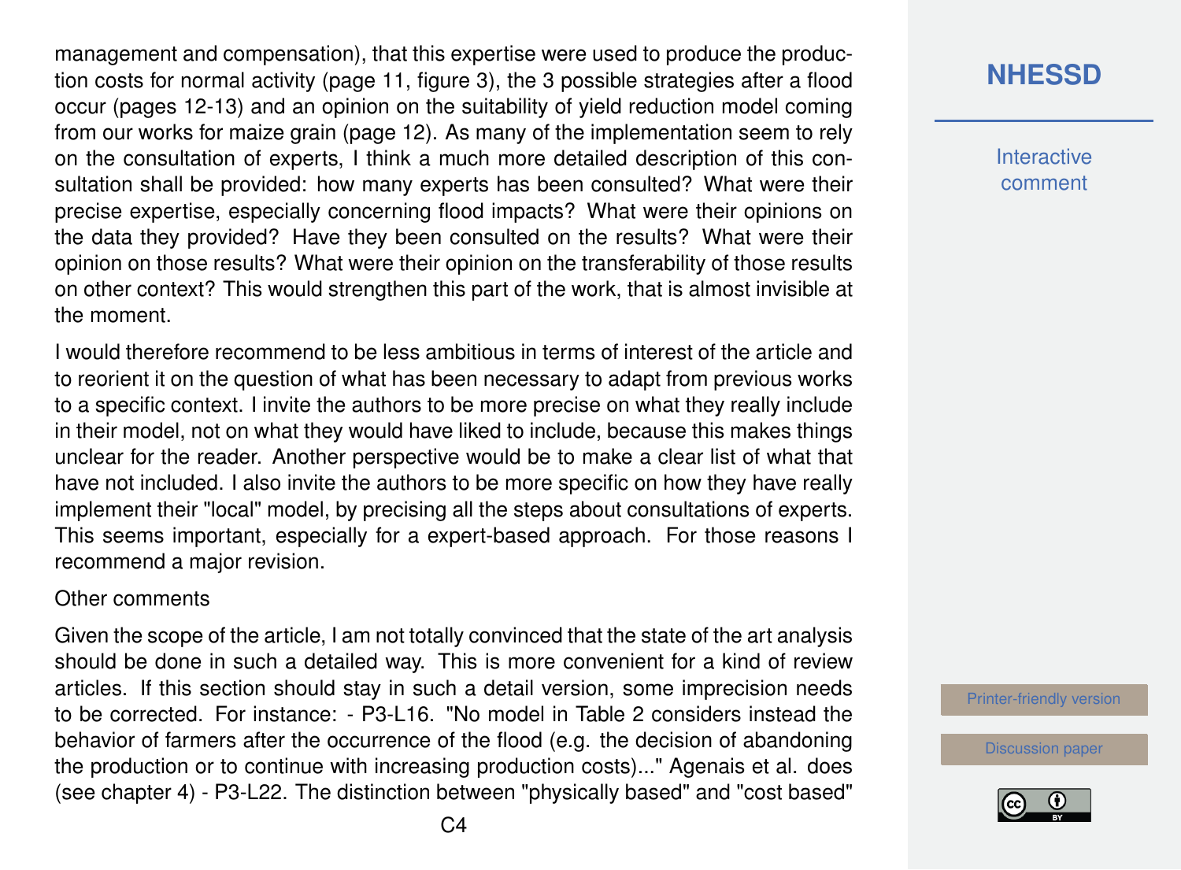management and compensation), that this expertise were used to produce the production costs for normal activity (page 11, figure 3), the 3 possible strategies after a flood occur (pages 12-13) and an opinion on the suitability of yield reduction model coming from our works for maize grain (page 12). As many of the implementation seem to rely on the consultation of experts, I think a much more detailed description of this consultation shall be provided: how many experts has been consulted? What were their precise expertise, especially concerning flood impacts? What were their opinions on the data they provided? Have they been consulted on the results? What were their opinion on those results? What were their opinion on the transferability of those results on other context? This would strengthen this part of the work, that is almost invisible at the moment.

I would therefore recommend to be less ambitious in terms of interest of the article and to reorient it on the question of what has been necessary to adapt from previous works to a specific context. I invite the authors to be more precise on what they really include in their model, not on what they would have liked to include, because this makes things unclear for the reader. Another perspective would be to make a clear list of what that have not included. I also invite the authors to be more specific on how they have really implement their "local" model, by precising all the steps about consultations of experts. This seems important, especially for a expert-based approach. For those reasons I recommend a major revision.

Other comments

Given the scope of the article, I am not totally convinced that the state of the art analysis should be done in such a detailed way. This is more convenient for a kind of review articles. If this section should stay in such a detail version, some imprecision needs to be corrected. For instance: - P3-L16. "No model in Table 2 considers instead the behavior of farmers after the occurrence of the flood (e.g. the decision of abandoning the production or to continue with increasing production costs)..." Agenais et al. does (see chapter 4) - P3-L22. The distinction between "physically based" and "cost based"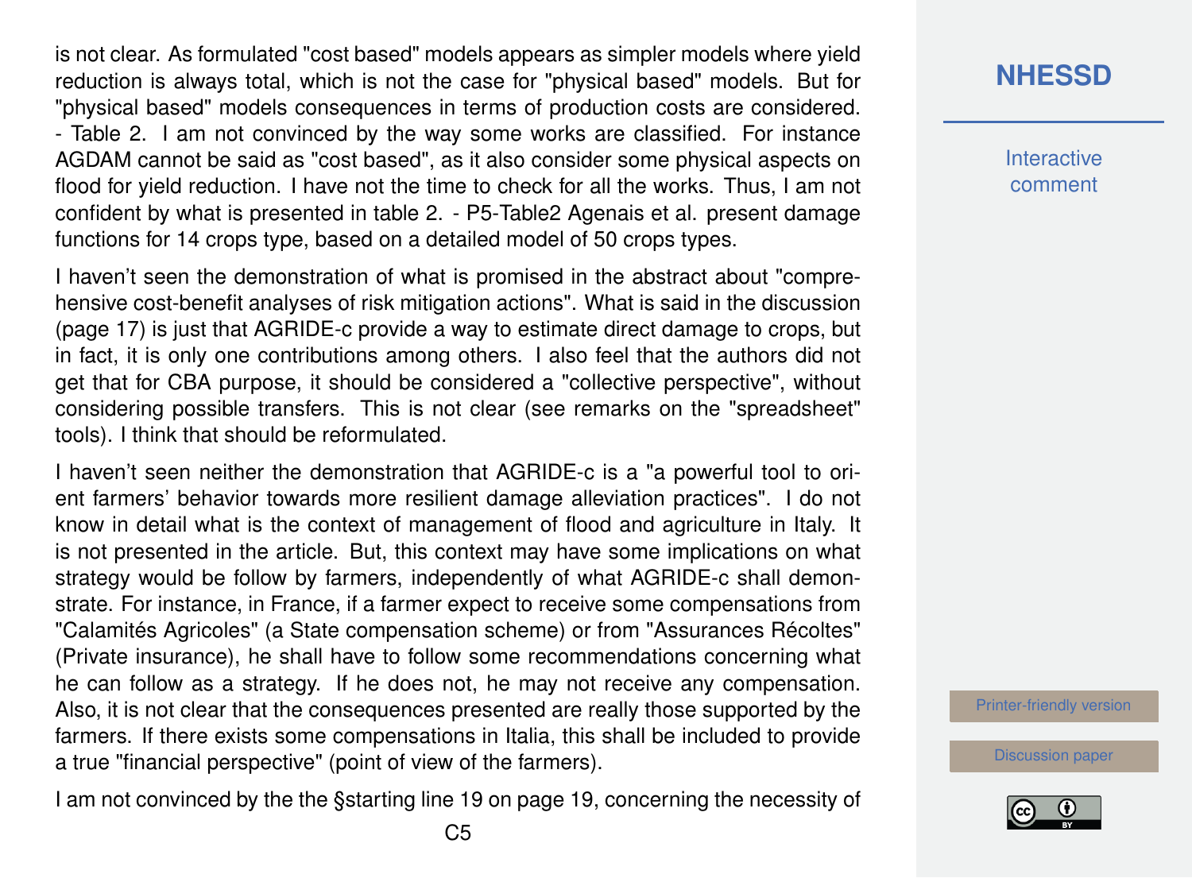is not clear. As formulated "cost based" models appears as simpler models where yield reduction is always total, which is not the case for "physical based" models. But for "physical based" models consequences in terms of production costs are considered.
- Table 2. I am not convinced by the way some works are classified. For instance AGDAM cannot be said as "cost based", as it also consider some physical aspects on flood for yield reduction. I have not the time to check for all the works. Thus, I am not confident by what is presented in table 2. - P5-Table2 Agenais et al. present damage functions for 14 crops type, based on a detailed model of 50 crops types.

I haven't seen the demonstration of what is promised in the abstract about "comprehensive cost-benefit analyses of risk mitigation actions". What is said in the discussion (page 17) is just that AGRIDE-c provide a way to estimate direct damage to crops, but in fact, it is only one contributions among others. I also feel that the authors did not get that for CBA purpose, it should be considered a "collective perspective", without considering possible transfers. This is not clear (see remarks on the "spreadsheet" tools). I think that should be reformulated.

I haven't seen neither the demonstration that AGRIDE-c is a "a powerful tool to orient farmers' behavior towards more resilient damage alleviation practices". I do not know in detail what is the context of management of flood and agriculture in Italy. It is not presented in the article. But, this context may have some implications on what strategy would be follow by farmers, independently of what AGRIDE-c shall demonstrate. For instance, in France, if a farmer expect to receive some compensations from "Calamités Agricoles" (a State compensation scheme) or from "Assurances Récoltes" (Private insurance), he shall have to follow some recommendations concerning what he can follow as a strategy. If he does not, he may not receive any compensation. Also, it is not clear that the consequences presented are really those supported by the farmers. If there exists some compensations in Italia, this shall be included to provide a true "financial perspective" (point of view of the farmers).

I am not convinced by the the §starting line 19 on page 19, concerning the necessity of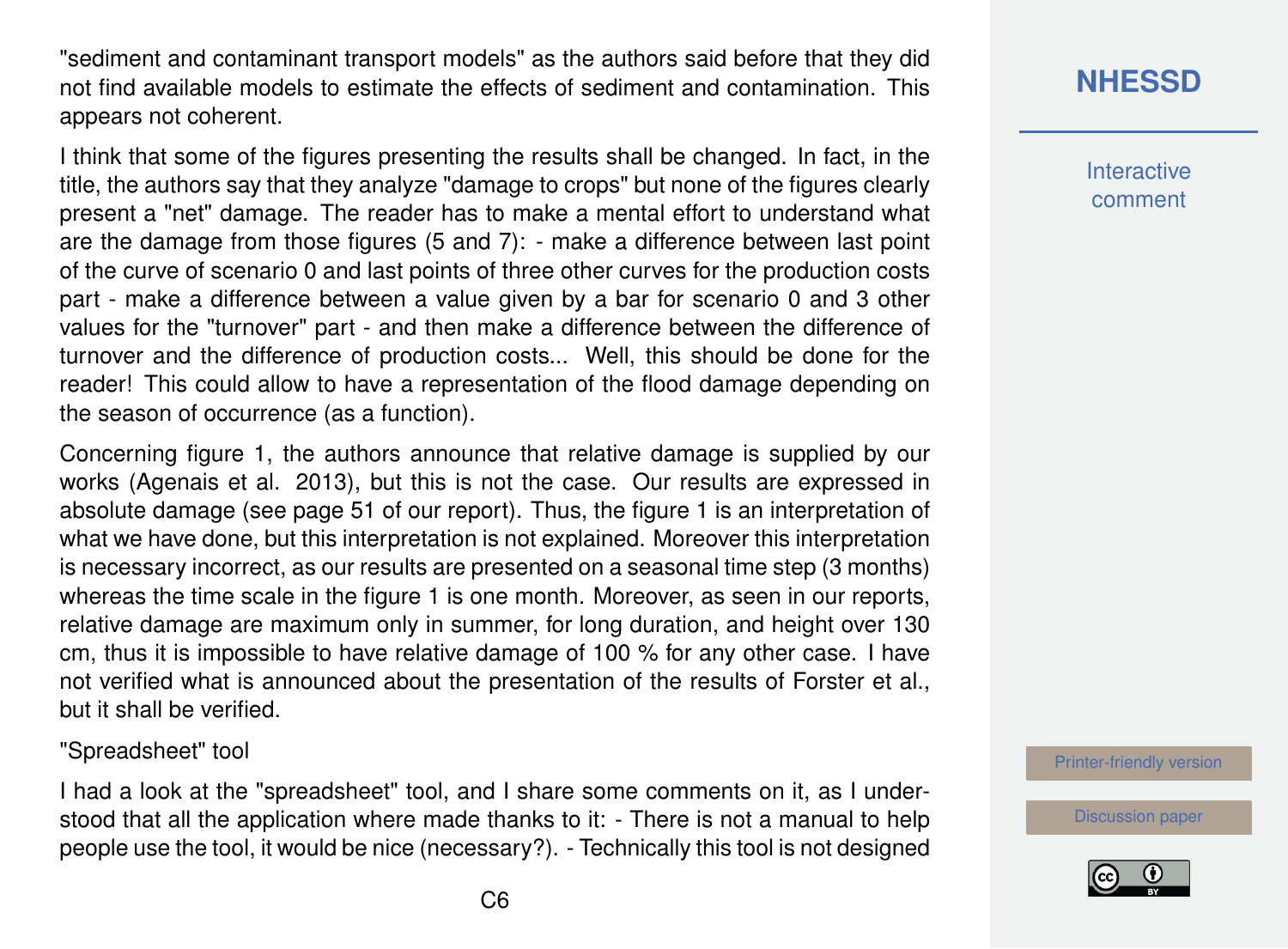"sediment and contaminant transport models" as the authors said before that they did not find available models to estimate the effects of sediment and contamination. This appears not coherent.

I think that some of the figures presenting the results shall be changed. In fact, in the title, the authors say that they analyze "damage to crops" but none of the figures clearly present a "net" damage. The reader has to make a mental effort to understand what are the damage from those figures (5 and 7): - make a difference between last point of the curve of scenario 0 and last points of three other curves for the production costs part - make a difference between a value given by a bar for scenario 0 and 3 other values for the "turnover" part - and then make a difference between the difference of turnover and the difference of production costs... Well, this should be done for the reader! This could allow to have a representation of the flood damage depending on the season of occurrence (as a function).

Concerning figure 1, the authors announce that relative damage is supplied by our works (Agenais et al. 2013), but this is not the case. Our results are expressed in absolute damage (see page 51 of our report). Thus, the figure 1 is an interpretation of what we have done, but this interpretation is not explained. Moreover this interpretation is necessary incorrect, as our results are presented on a seasonal time step (3 months) whereas the time scale in the figure 1 is one month. Moreover, as seen in our reports, relative damage are maximum only in summer, for long duration, and height over 130 cm, thus it is impossible to have relative damage of 100 % for any other case. I have not verified what is announced about the presentation of the results of Forster et al., but it shall be verified.

"Spreadsheet" tool

I had a look at the "spreadsheet" tool, and I share some comments on it, as I understood that all the application where made thanks to it: - There is not a manual to help people use the tool, it would be nice (necessary?). - Technically this tool is not designed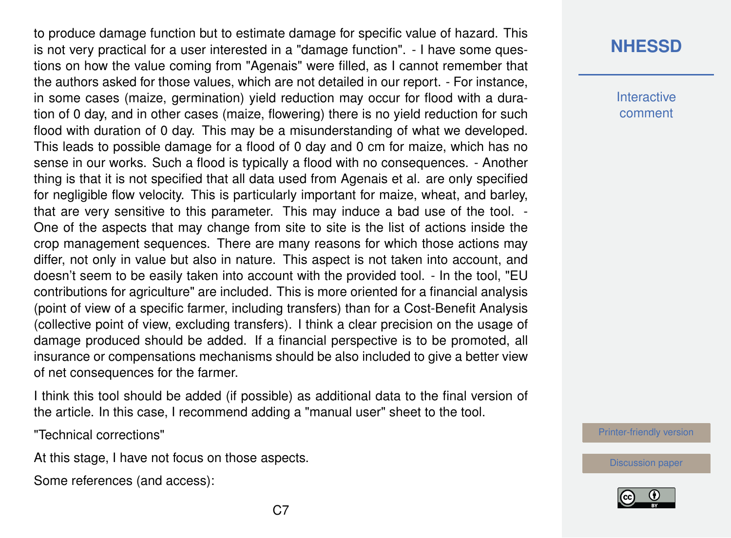to produce damage function but to estimate damage for specific value of hazard. This is not very practical for a user interested in a "damage function". - I have some questions on how the value coming from "Agenais" were filled, as I cannot remember that the authors asked for those values, which are not detailed in our report. - For instance, in some cases (maize, germination) yield reduction may occur for flood with a duration of 0 day, and in other cases (maize, flowering) there is no yield reduction for such flood with duration of 0 day. This may be a misunderstanding of what we developed. This leads to possible damage for a flood of 0 day and 0 cm for maize, which has no sense in our works. Such a flood is typically a flood with no consequences. - Another thing is that it is not specified that all data used from Agenais et al. are only specified for negligible flow velocity. This is particularly important for maize, wheat, and barley, that are very sensitive to this parameter. This may induce a bad use of the tool. - One of the aspects that may change from site to site is the list of actions inside the crop management sequences. There are many reasons for which those actions may differ, not only in value but also in nature. This aspect is not taken into account, and doesn't seem to be easily taken into account with the provided tool. - In the tool, "EU contributions for agriculture" are included. This is more oriented for a financial analysis (point of view of a specific farmer, including transfers) than for a Cost-Benefit Analysis (collective point of view, excluding transfers). I think a clear precision on the usage of damage produced should be added. If a financial perspective is to be promoted, all insurance or compensations mechanisms should be also included to give a better view of net consequences for the farmer.

I think this tool should be added (if possible) as additional data to the final version of the article. In this case, I recommend adding a "manual user" sheet to the tool.

"Technical corrections"

At this stage, I have not focus on those aspects.

Some references (and access):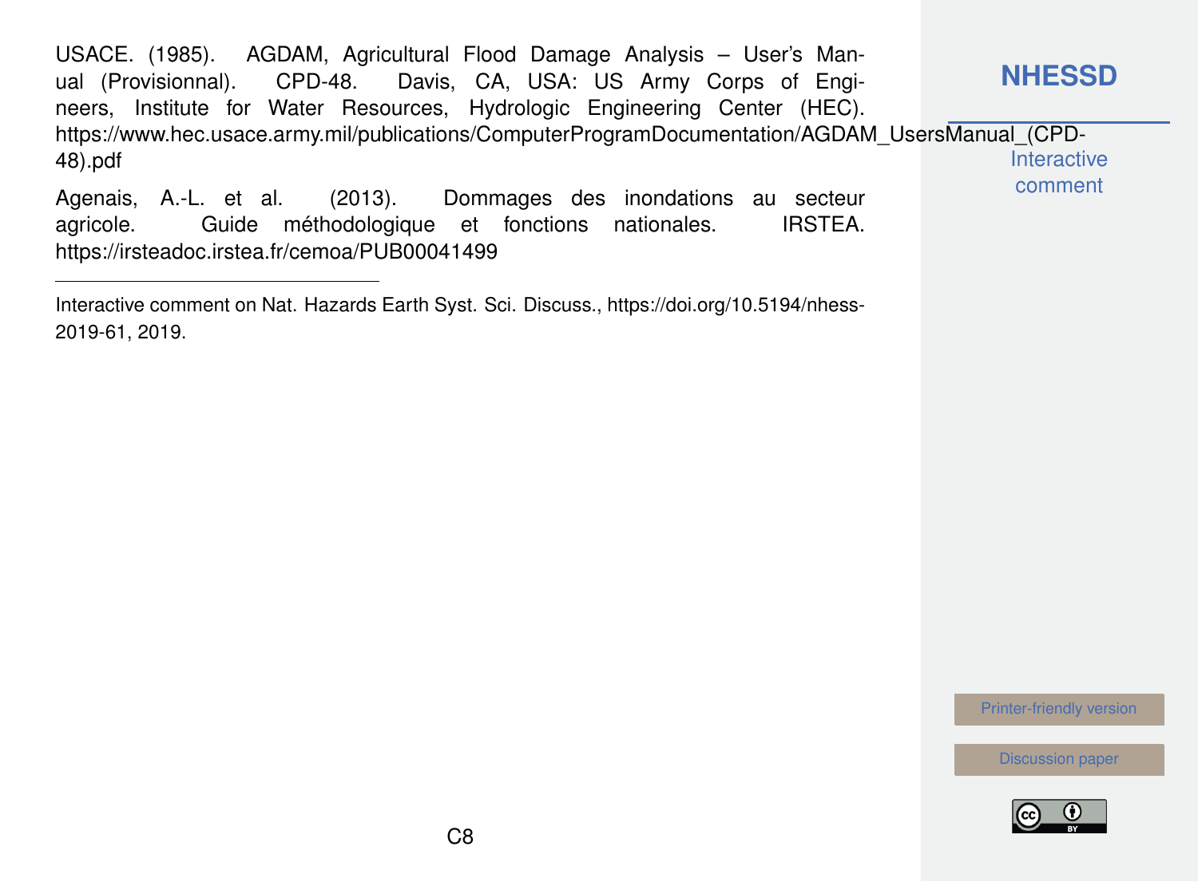USACE. (1985). AGDAM, Agricultural Flood Damage Analysis – User's Manual (Provisionnal). CPD-48. Davis, CA, USA: US Army Corps of Engineers, Institute for Water Resources, Hydrologic Engineering Center (HEC). https://www.hec.usace.army.mil/publications/ComputerProgramDocumentation/AGDAM_UsersManual_(CPD-48).pdf

Agenais, A.-L. et al. (2013). Dommages des inondations au secteur agricole. Guide méthodologique et fonctions nationales. IRSTEA. https://irsteadoc.irstea.fr/cemoa/PUB00041499

---

Interactive comment on Nat. Hazards Earth Syst. Sci. Discuss., https://doi.org/10.5194/nhess-2019-61, 2019.